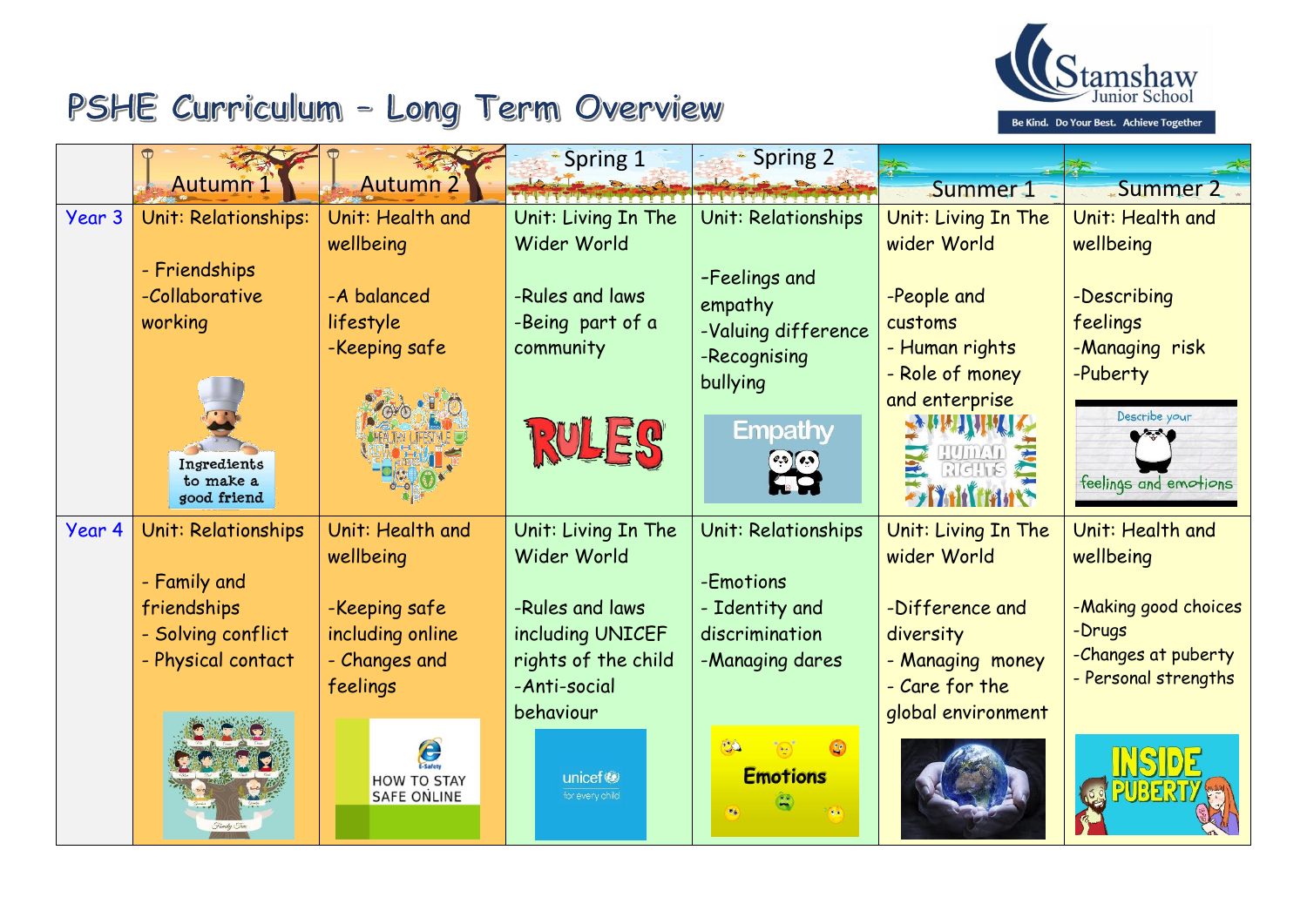# PSHE Curriculum – Long Term Overview

Stamshaw Junior School
Be Kind. Do Your Best. Achieve Together

| | Autumn 1 | Autumn 2 | Spring 1 | Spring 2 | Summer 1 | Summer 2 |
|---|---|---|---|---|---|---|
| Year 3 | Unit: Relationships:<br><br>- Friendships<br>-Collaborative working | Unit: Health and wellbeing<br><br>-A balanced lifestyle<br>-Keeping safe | Unit: Living In The Wider World<br><br>-Rules and laws<br>-Being part of a community | Unit: Relationships<br><br>-Feelings and empathy<br>-Valuing difference<br>-Recognising bullying | Unit: Living In The wider World<br><br>-People and customs<br>- Human rights<br>- Role of money and enterprise | Unit: Health and wellbeing<br><br>-Describing feelings<br>-Managing risk<br>-Puberty |
| Year 4 | Unit: Relationships<br><br>- Family and friendships<br>- Solving conflict<br>- Physical contact | Unit: Health and wellbeing<br><br>-Keeping safe including online<br>- Changes and feelings | Unit: Living In The Wider World<br><br>-Rules and laws including UNICEF rights of the child<br>-Anti-social behaviour | Unit: Relationships<br><br>-Emotions<br>- Identity and discrimination<br>-Managing dares | Unit: Living In The wider World<br><br>-Difference and diversity<br>- Managing money<br>- Care for the global environment | Unit: Health and wellbeing<br><br>-Making good choices<br>-Drugs<br>-Changes at puberty<br>- Personal strengths |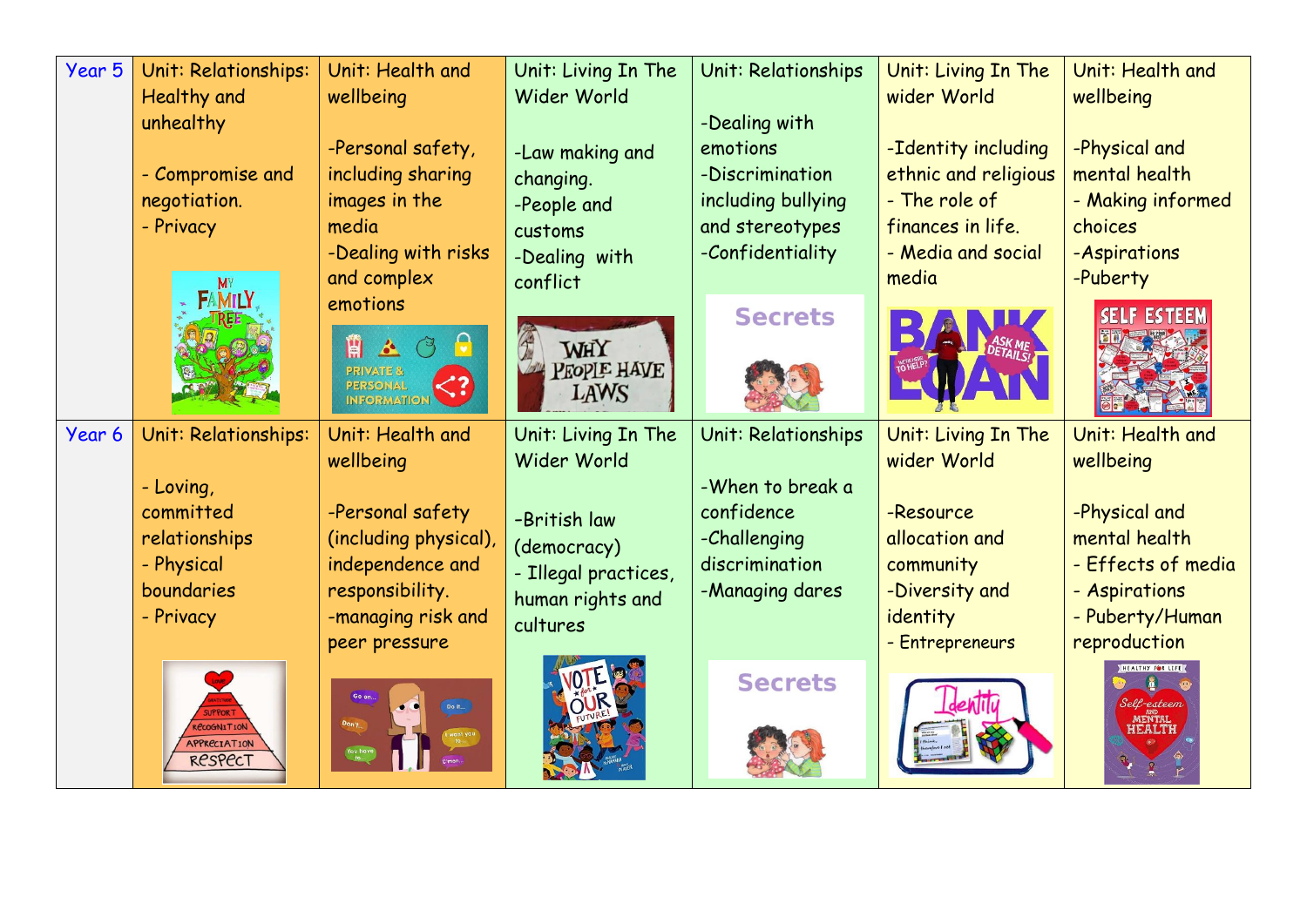| | | | | | | |
|---|---|---|---|---|---|---|
| Year 5 | Unit: Relationships: Healthy and unhealthy<br><br>- Compromise and negotiation.<br>- Privacy | Unit: Health and wellbeing<br><br>-Personal safety, including sharing images in the media<br>-Dealing with risks and complex emotions | Unit: Living In The Wider World<br><br>-Law making and changing.<br>-People and customs<br>-Dealing with conflict | Unit: Relationships<br><br>-Dealing with emotions<br>-Discrimination including bullying and stereotypes<br>-Confidentiality | Unit: Living In The wider World<br><br>-Identity including ethnic and religious<br>- The role of finances in life.<br>- Media and social media | Unit: Health and wellbeing<br><br>-Physical and mental health<br>- Making informed choices<br>-Aspirations<br>-Puberty |
| Year 6 | Unit: Relationships:<br><br>- Loving, committed relationships<br>- Physical boundaries<br>- Privacy | Unit: Health and wellbeing<br><br>-Personal safety (including physical), independence and responsibility.<br>-managing risk and peer pressure | Unit: Living In The Wider World<br><br>-British law (democracy)<br>- Illegal practices, human rights and cultures | Unit: Relationships<br><br>-When to break a confidence<br>-Challenging discrimination<br>-Managing dares | Unit: Living In The wider World<br><br>-Resource allocation and community<br>-Diversity and identity<br>- Entrepreneurs | Unit: Health and wellbeing<br><br>-Physical and mental health<br>- Effects of media<br>- Aspirations<br>- Puberty/Human reproduction |